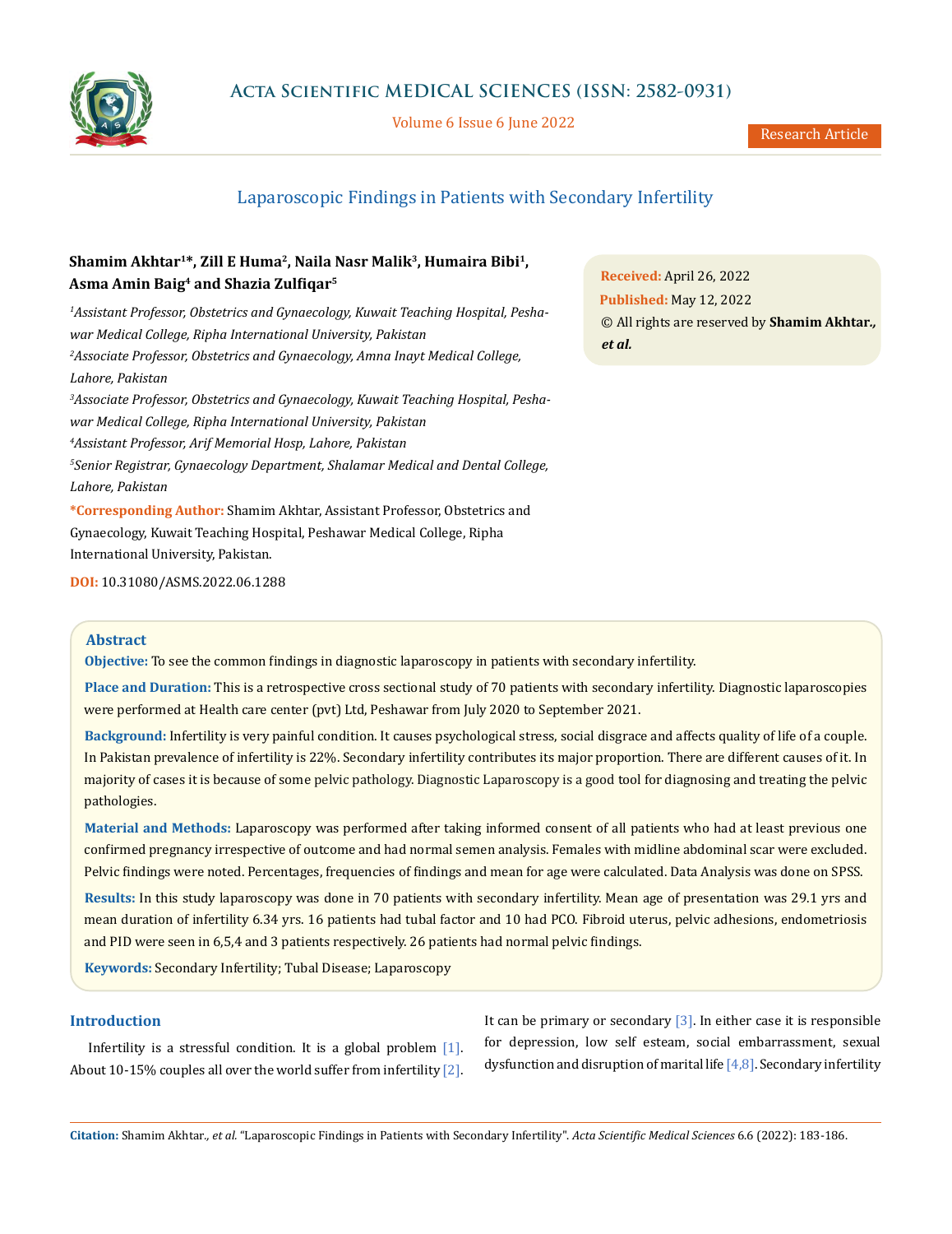# Laparoscopic Findings in Patients with Secondary Infertility

**Shamim Akhtar[1]*, Zill E Huma[2], Naila Nasr Malik[3], Humaira Bibi[1], Asma Amin Baig[4] and Shazia Zulfiqar[5]**

*[1]Assistant Professor, Obstetrics and Gynaecology, Kuwait Teaching Hospital, Peshawar Medical College, Ripha International University, Pakistan*

*[2]Associate Professor, Obstetrics and Gynaecology, Amna Inayt Medical College, Lahore, Pakistan*

*[3]Associate Professor, Obstetrics and Gynaecology, Kuwait Teaching Hospital, Peshawar Medical College, Ripha International University, Pakistan*

*[4]Assistant Professor, Arif Memorial Hosp, Lahore, Pakistan*

*[5]Senior Registrar, Gynaecology Department, Shalamar Medical and Dental College, Lahore, Pakistan*

**\*Corresponding Author:** Shamim Akhtar, Assistant Professor, Obstetrics and Gynaecology, Kuwait Teaching Hospital, Peshawar Medical College, Ripha International University, Pakistan.

**DOI:** 10.31080/ASMS.2022.06.1288

**Received:** April 26, 2022
**Published:** May 12, 2022
© All rights are reserved by **Shamim Akhtar., *et al.***

## Abstract

**Objective:** To see the common findings in diagnostic laparoscopy in patients with secondary infertility.

**Place and Duration:** This is a retrospective cross sectional study of 70 patients with secondary infertility. Diagnostic laparoscopies were performed at Health care center (pvt) Ltd, Peshawar from July 2020 to September 2021.

**Background:** Infertility is very painful condition. It causes psychological stress, social disgrace and affects quality of life of a couple. In Pakistan prevalence of infertility is 22%. Secondary infertility contributes its major proportion. There are different causes of it. In majority of cases it is because of some pelvic pathology. Diagnostic Laparoscopy is a good tool for diagnosing and treating the pelvic pathologies.

**Material and Methods:** Laparoscopy was performed after taking informed consent of all patients who had at least previous one confirmed pregnancy irrespective of outcome and had normal semen analysis. Females with midline abdominal scar were excluded. Pelvic findings were noted. Percentages, frequencies of findings and mean for age were calculated. Data Analysis was done on SPSS.

**Results:** In this study laparoscopy was done in 70 patients with secondary infertility. Mean age of presentation was 29.1 yrs and mean duration of infertility 6.34 yrs. 16 patients had tubal factor and 10 had PCO. Fibroid uterus, pelvic adhesions, endometriosis and PID were seen in 6,5,4 and 3 patients respectively. 26 patients had normal pelvic findings.

**Keywords:** Secondary Infertility; Tubal Disease; Laparoscopy

## Introduction

Infertility is a stressful condition. It is a global problem [1]. About 10-15% couples all over the world suffer from infertility [2]. It can be primary or secondary [3]. In either case it is responsible for depression, low self esteam, social embarrassment, sexual dysfunction and disruption of marital life [4,8]. Secondary infertility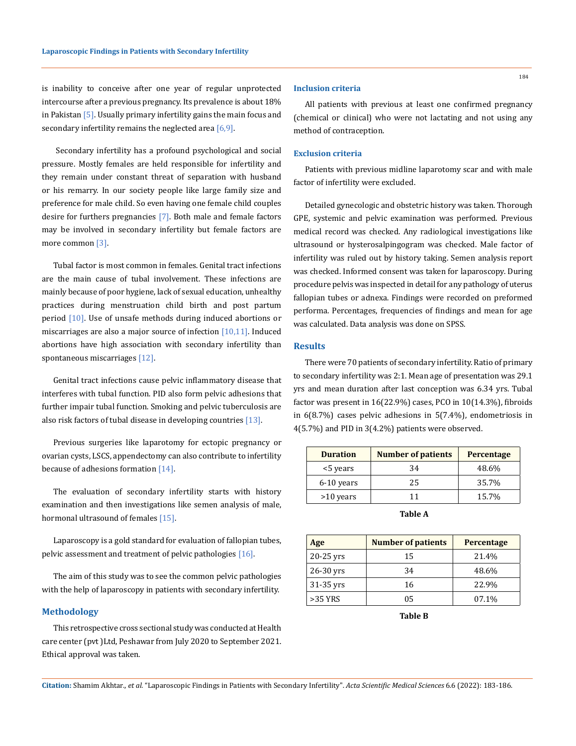is inability to conceive after one year of regular unprotected intercourse after a previous pregnancy. Its prevalence is about 18% in Pakistan [5]. Usually primary infertility gains the main focus and secondary infertility remains the neglected area [6,9].

Secondary infertility has a profound psychological and social pressure. Mostly females are held responsible for infertility and they remain under constant threat of separation with husband or his remarry. In our society people like large family size and preference for male child. So even having one female child couples desire for furthers pregnancies [7]. Both male and female factors may be involved in secondary infertility but female factors are more common [3].

Tubal factor is most common in females. Genital tract infections are the main cause of tubal involvement. These infections are mainly because of poor hygiene, lack of sexual education, unhealthy practices during menstruation child birth and post partum period [10]. Use of unsafe methods during induced abortions or miscarriages are also a major source of infection [10,11]. Induced abortions have high association with secondary infertility than spontaneous miscarriages [12].

Genital tract infections cause pelvic inflammatory disease that interferes with tubal function. PID also form pelvic adhesions that further impair tubal function. Smoking and pelvic tuberculosis are also risk factors of tubal disease in developing countries [13].

Previous surgeries like laparotomy for ectopic pregnancy or ovarian cysts, LSCS, appendectomy can also contribute to infertility because of adhesions formation [14].

The evaluation of secondary infertility starts with history examination and then investigations like semen analysis of male, hormonal ultrasound of females [15].

Laparoscopy is a gold standard for evaluation of fallopian tubes, pelvic assessment and treatment of pelvic pathologies [16].

The aim of this study was to see the common pelvic pathologies with the help of laparoscopy in patients with secondary infertility.

## Methodology

This retrospective cross sectional study was conducted at Health care center (pvt )Ltd, Peshawar from July 2020 to September 2021. Ethical approval was taken.

### Inclusion criteria

All patients with previous at least one confirmed pregnancy (chemical or clinical) who were not lactating and not using any method of contraception.

### Exclusion criteria

Patients with previous midline laparotomy scar and with male factor of infertility were excluded.

Detailed gynecologic and obstetric history was taken. Thorough GPE, systemic and pelvic examination was performed. Previous medical record was checked. Any radiological investigations like ultrasound or hysterosalpingogram was checked. Male factor of infertility was ruled out by history taking. Semen analysis report was checked. Informed consent was taken for laparoscopy. During procedure pelvis was inspected in detail for any pathology of uterus fallopian tubes or adnexa. Findings were recorded on preformed performa. Percentages, frequencies of findings and mean for age was calculated. Data analysis was done on SPSS.

## Results

There were 70 patients of secondary infertility. Ratio of primary to secondary infertility was 2:1. Mean age of presentation was 29.1 yrs and mean duration after last conception was 6.34 yrs. Tubal factor was present in 16(22.9%) cases, PCO in 10(14.3%), fibroids in 6(8.7%) cases pelvic adhesions in 5(7.4%), endometriosis in 4(5.7%) and PID in 3(4.2%) patients were observed.

| Duration | Number of patients | Percentage |
|---|---|---|
| <5 years | 34 | 48.6% |
| 6-10 years | 25 | 35.7% |
| >10 years | 11 | 15.7% |

**Table A**

| Age | Number of patients | Percentage |
|---|---|---|
| 20-25 yrs | 15 | 21.4% |
| 26-30 yrs | 34 | 48.6% |
| 31-35 yrs | 16 | 22.9% |
| >35 YRS | 05 | 07.1% |

**Table B**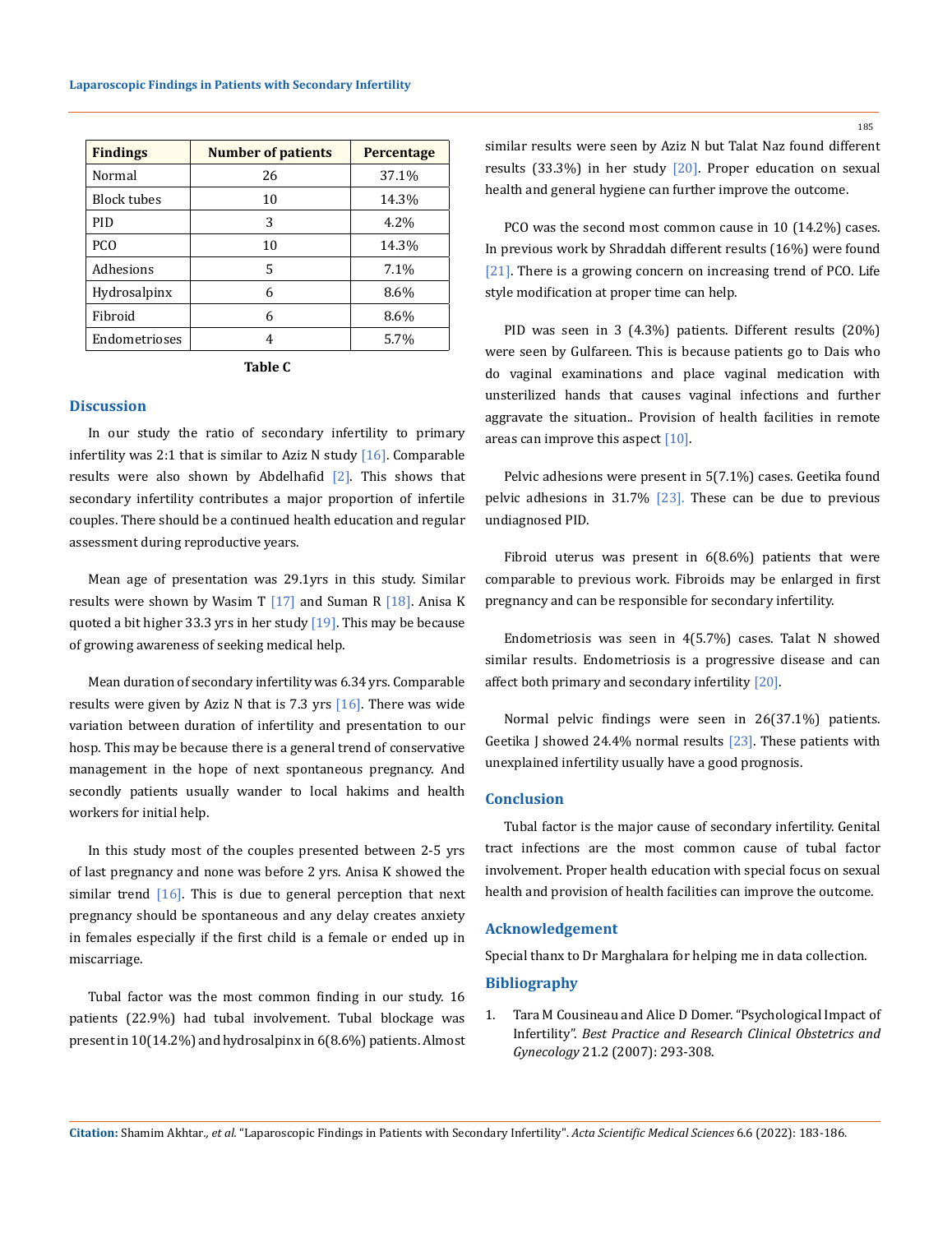| Findings | Number of patients | Percentage |
|---|---|---|
| Normal | 26 | 37.1% |
| Block tubes | 10 | 14.3% |
| PID | 3 | 4.2% |
| PCO | 10 | 14.3% |
| Adhesions | 5 | 7.1% |
| Hydrosalpinx | 6 | 8.6% |
| Fibroid | 6 | 8.6% |
| Endometrioses | 4 | 5.7% |

**Table C**

## Discussion

In our study the ratio of secondary infertility to primary infertility was 2:1 that is similar to Aziz N study [16]. Comparable results were also shown by Abdelhafid [2]. This shows that secondary infertility contributes a major proportion of infertile couples. There should be a continued health education and regular assessment during reproductive years.

Mean age of presentation was 29.1yrs in this study. Similar results were shown by Wasim T [17] and Suman R [18]. Anisa K quoted a bit higher 33.3 yrs in her study [19]. This may be because of growing awareness of seeking medical help.

Mean duration of secondary infertility was 6.34 yrs. Comparable results were given by Aziz N that is 7.3 yrs [16]. There was wide variation between duration of infertility and presentation to our hosp. This may be because there is a general trend of conservative management in the hope of next spontaneous pregnancy. And secondly patients usually wander to local hakims and health workers for initial help.

In this study most of the couples presented between 2-5 yrs of last pregnancy and none was before 2 yrs. Anisa K showed the similar trend [16]. This is due to general perception that next pregnancy should be spontaneous and any delay creates anxiety in females especially if the first child is a female or ended up in miscarriage.

Tubal factor was the most common finding in our study. 16 patients (22.9%) had tubal involvement. Tubal blockage was present in 10(14.2%) and hydrosalpinx in 6(8.6%) patients. Almost similar results were seen by Aziz N but Talat Naz found different results (33.3%) in her study [20]. Proper education on sexual health and general hygiene can further improve the outcome.

PCO was the second most common cause in 10 (14.2%) cases. In previous work by Shraddah different results (16%) were found [21]. There is a growing concern on increasing trend of PCO. Life style modification at proper time can help.

PID was seen in 3 (4.3%) patients. Different results (20%) were seen by Gulfareen. This is because patients go to Dais who do vaginal examinations and place vaginal medication with unsterilized hands that causes vaginal infections and further aggravate the situation.. Provision of health facilities in remote areas can improve this aspect [10].

Pelvic adhesions were present in 5(7.1%) cases. Geetika found pelvic adhesions in 31.7% [23]. These can be due to previous undiagnosed PID.

Fibroid uterus was present in 6(8.6%) patients that were comparable to previous work. Fibroids may be enlarged in first pregnancy and can be responsible for secondary infertility.

Endometriosis was seen in 4(5.7%) cases. Talat N showed similar results. Endometriosis is a progressive disease and can affect both primary and secondary infertility [20].

Normal pelvic findings were seen in 26(37.1%) patients. Geetika J showed 24.4% normal results [23]. These patients with unexplained infertility usually have a good prognosis.

## Conclusion

Tubal factor is the major cause of secondary infertility. Genital tract infections are the most common cause of tubal factor involvement. Proper health education with special focus on sexual health and provision of health facilities can improve the outcome.

## Acknowledgement

Special thanx to Dr Marghalara for helping me in data collection.

## Bibliography

1. Tara M Cousineau and Alice D Domer. "Psychological Impact of Infertility". *Best Practice and Research Clinical Obstetrics and Gynecology* 21.2 (2007): 293-308.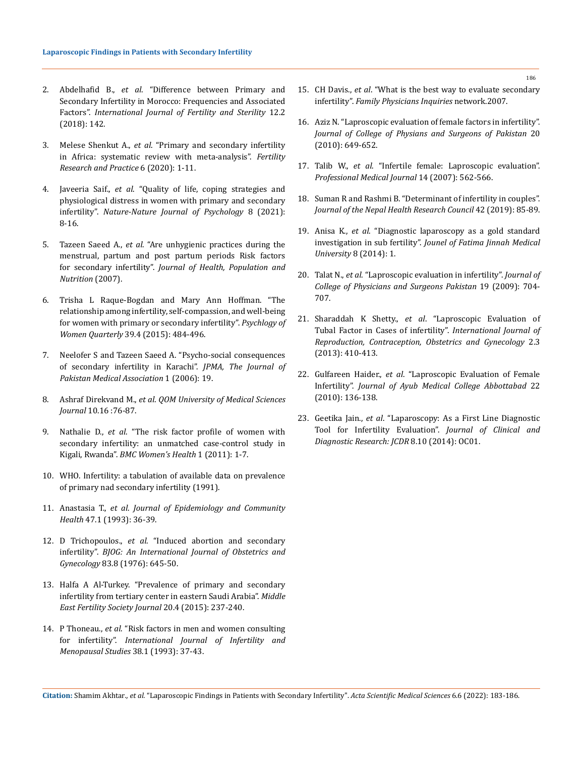2. Abdelhafid B., *et al*. "Difference between Primary and Secondary Infertility in Morocco: Frequencies and Associated Factors". *International Journal of Fertility and Sterility* 12.2 (2018): 142.

3. Melese Shenkut A., *et al*. "Primary and secondary infertility in Africa: systematic review with meta-analysis". *Fertility Research and Practice* 6 (2020): 1-11.

4. Javeeria Saif., *et al*. "Quality of life, coping strategies and physiological distress in women with primary and secondary infertility". *Nature-Nature Journal of Psychology* 8 (2021): 8-16.

5. Tazeen Saeed A., *et al*. "Are unhygienic practices during the menstrual, partum and post partum periods Risk factors for secondary infertility". *Journal of Health, Population and Nutrition* (2007).

6. Trisha L Raque-Bogdan and Mary Ann Hoffman. "The relationship among infertility, self-compassion, and well-being for women with primary or secondary infertility". *Psychlogy of Women Quarterly* 39.4 (2015): 484-496.

7. Neelofer S and Tazeen Saeed A. "Psycho-social consequences of secondary infertility in Karachi". *JPMA, The Journal of Pakistan Medical Association* 1 (2006): 19.

8. Ashraf Direkvand M., *et al*. *QOM University of Medical Sciences Journal* 10.16 :76-87.

9. Nathalie D., *et al*. "The risk factor profile of women with secondary infertility: an unmatched case-control study in Kigali, Rwanda". *BMC Women's Health* 1 (2011): 1-7.

10. WHO. Infertility: a tabulation of available data on prevalence of primary nad secondary infertility (1991).

11. Anastasia T., *et al*. *Journal of Epidemiology and Community Health* 47.1 (1993): 36-39.

12. D Trichopoulos., *et al*. "Induced abortion and secondary infertility". *BJOG: An International Journal of Obstetrics and Gynecology* 83.8 (1976): 645-50.

13. Halfa A Al-Turkey. "Prevalence of primary and secondary infertility from tertiary center in eastern Saudi Arabia". *Middle East Fertility Society Journal* 20.4 (2015): 237-240.

14. P Thoneau., *et al*. "Risk factors in men and women consulting for infertility". *International Journal of Infertility and Menopausal Studies* 38.1 (1993): 37-43.

15. CH Davis., *et al*. "What is the best way to evaluate secondary infertility". *Family Physicians Inquiries* network.2007.

16. Aziz N. "Laproscopic evaluation of female factors in infertility". *Journal of College of Physians and Surgeons of Pakistan* 20 (2010): 649-652.

17. Talib W., *et al*. "Infertile female: Laproscopic evaluation". *Professional Medical Journal* 14 (2007): 562-566.

18. Suman R and Rashmi B. "Determinant of infertility in couples". *Journal of the Nepal Health Research Council* 42 (2019): 85-89.

19. Anisa K., *et al*. "Diagnostic laparoscopy as a gold standard investigation in sub fertility". *Jounel of Fatima Jinnah Medical University* 8 (2014): 1.

20. Talat N., *et al*. "Laproscopic evaluation in infertility". *Journal of College of Physicians and Surgeons Pakistan* 19 (2009): 704-707.

21. Sharaddah K Shetty., *et al*. "Laproscopic Evaluation of Tubal Factor in Cases of infertility". *International Journal of Reproduction, Contraception, Obstetrics and Gynecology* 2.3 (2013): 410-413.

22. Gulfareen Haider., *et al*. "Laproscopic Evaluation of Female Infertility". *Journal of Ayub Medical College Abbottabad* 22 (2010): 136-138.

23. Geetika Jain., *et al*. "Laparoscopy: As a First Line Diagnostic Tool for Infertility Evaluation". *Journal of Clinical and Diagnostic Research: JCDR* 8.10 (2014): OC01.